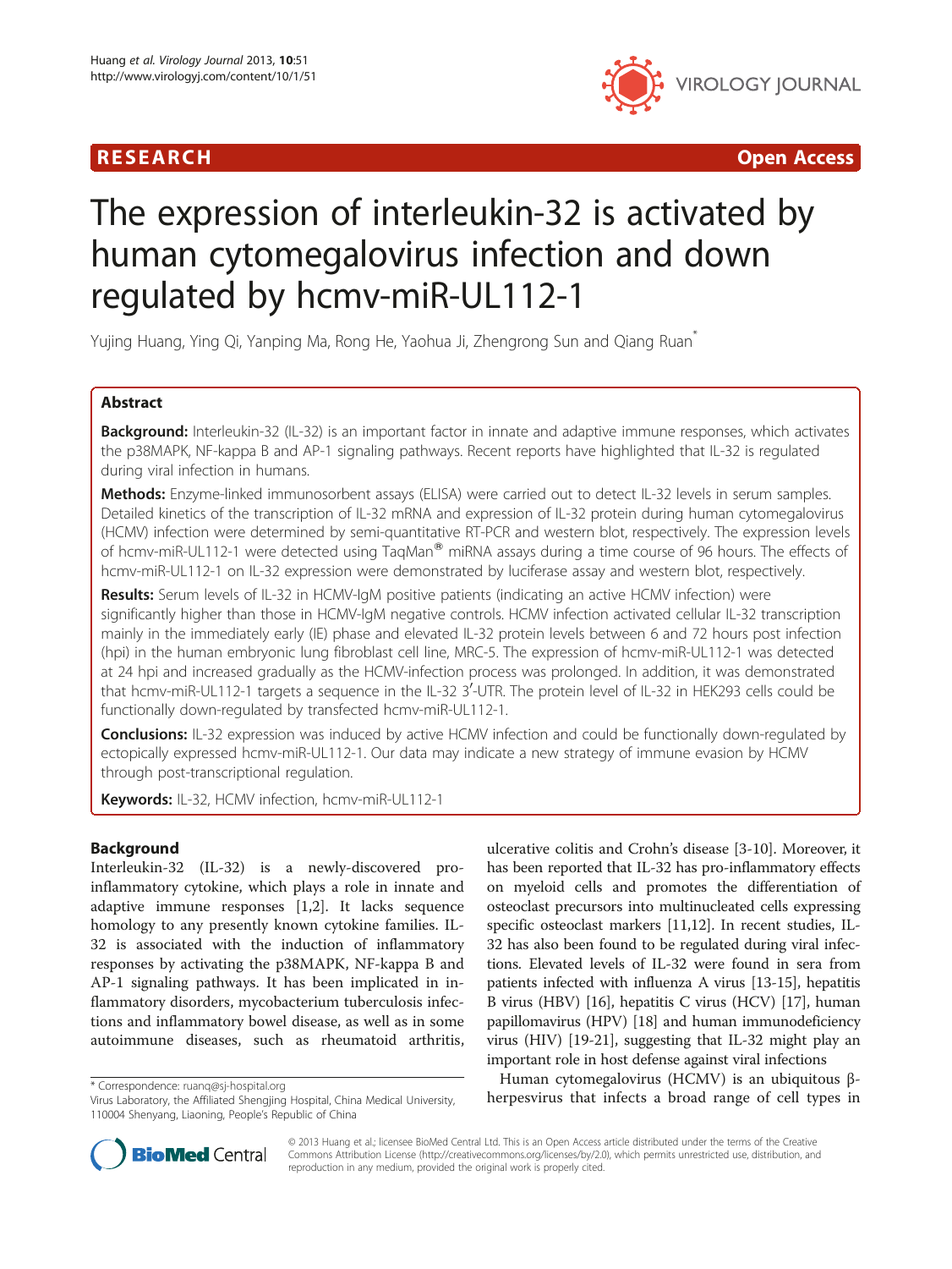**RESEARCH** **Open Access**

# The expression of interleukin-32 is activated by human cytomegalovirus infection and down regulated by hcmv-miR-UL112-1

Yujing Huang, Ying Qi, Yanping Ma, Rong He, Yaohua Ji, Zhengrong Sun and Qiang Ruan*

## Abstract

**Background:** Interleukin-32 (IL-32) is an important factor in innate and adaptive immune responses, which activates the p38MAPK, NF-kappa B and AP-1 signaling pathways. Recent reports have highlighted that IL-32 is regulated during viral infection in humans.

**Methods:** Enzyme-linked immunosorbent assays (ELISA) were carried out to detect IL-32 levels in serum samples. Detailed kinetics of the transcription of IL-32 mRNA and expression of IL-32 protein during human cytomegalovirus (HCMV) infection were determined by semi-quantitative RT-PCR and western blot, respectively. The expression levels of hcmv-miR-UL112-1 were detected using TaqMan® miRNA assays during a time course of 96 hours. The effects of hcmv-miR-UL112-1 on IL-32 expression were demonstrated by luciferase assay and western blot, respectively.

**Results:** Serum levels of IL-32 in HCMV-IgM positive patients (indicating an active HCMV infection) were significantly higher than those in HCMV-IgM negative controls. HCMV infection activated cellular IL-32 transcription mainly in the immediately early (IE) phase and elevated IL-32 protein levels between 6 and 72 hours post infection (hpi) in the human embryonic lung fibroblast cell line, MRC-5. The expression of hcmv-miR-UL112-1 was detected at 24 hpi and increased gradually as the HCMV-infection process was prolonged. In addition, it was demonstrated that hcmv-miR-UL112-1 targets a sequence in the IL-32 3′-UTR. The protein level of IL-32 in HEK293 cells could be functionally down-regulated by transfected hcmv-miR-UL112-1.

**Conclusions:** IL-32 expression was induced by active HCMV infection and could be functionally down-regulated by ectopically expressed hcmv-miR-UL112-1. Our data may indicate a new strategy of immune evasion by HCMV through post-transcriptional regulation.

**Keywords:** IL-32, HCMV infection, hcmv-miR-UL112-1

## Background

Interleukin-32 (IL-32) is a newly-discovered pro-inflammatory cytokine, which plays a role in innate and adaptive immune responses [1,2]. It lacks sequence homology to any presently known cytokine families. IL-32 is associated with the induction of inflammatory responses by activating the p38MAPK, NF-kappa B and AP-1 signaling pathways. It has been implicated in inflammatory disorders, mycobacterium tuberculosis infections and inflammatory bowel disease, as well as in some autoimmune diseases, such as rheumatoid arthritis, ulcerative colitis and Crohn's disease [3-10]. Moreover, it has been reported that IL-32 has pro-inflammatory effects on myeloid cells and promotes the differentiation of osteoclast precursors into multinucleated cells expressing specific osteoclast markers [11,12]. In recent studies, IL-32 has also been found to be regulated during viral infections. Elevated levels of IL-32 were found in sera from patients infected with influenza A virus [13-15], hepatitis B virus (HBV) [16], hepatitis C virus (HCV) [17], human papillomavirus (HPV) [18] and human immunodeficiency virus (HIV) [19-21], suggesting that IL-32 might play an important role in host defense against viral infections

Human cytomegalovirus (HCMV) is an ubiquitous β-herpesvirus that infects a broad range of cell types in

\* Correspondence: ruanq@sj-hospital.org
Virus Laboratory, the Affiliated Shengjing Hospital, China Medical University, 110004 Shenyang, Liaoning, People's Republic of China

© 2013 Huang et al.; licensee BioMed Central Ltd. This is an Open Access article distributed under the terms of the Creative Commons Attribution License (http://creativecommons.org/licenses/by/2.0), which permits unrestricted use, distribution, and reproduction in any medium, provided the original work is properly cited.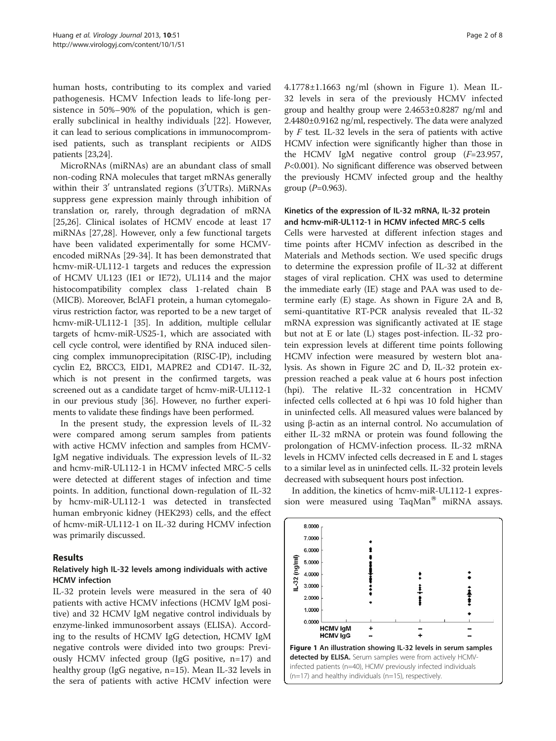human hosts, contributing to its complex and varied pathogenesis. HCMV Infection leads to life-long persistence in 50%–90% of the population, which is generally subclinical in healthy individuals [22]. However, it can lead to serious complications in immunocompromised patients, such as transplant recipients or AIDS patients [23,24].

MicroRNAs (miRNAs) are an abundant class of small non-coding RNA molecules that target mRNAs generally within their 3′ untranslated regions (3′UTRs). MiRNAs suppress gene expression mainly through inhibition of translation or, rarely, through degradation of mRNA [25,26]. Clinical isolates of HCMV encode at least 17 miRNAs [27,28]. However, only a few functional targets have been validated experimentally for some HCMV-encoded miRNAs [29-34]. It has been demonstrated that hcmv-miR-UL112-1 targets and reduces the expression of HCMV UL123 (IE1 or IE72), UL114 and the major histocompatibility complex class 1-related chain B (MICB). Moreover, BclAF1 protein, a human cytomegalovirus restriction factor, was reported to be a new target of hcmv-miR-UL112-1 [35]. In addition, multiple cellular targets of hcmv-miR-US25-1, which are associated with cell cycle control, were identified by RNA induced silencing complex immunoprecipitation (RISC-IP), including cyclin E2, BRCC3, EID1, MAPRE2 and CD147. IL-32, which is not present in the confirmed targets, was screened out as a candidate target of hcmv-miR-UL112-1 in our previous study [36]. However, no further experiments to validate these findings have been performed.

In the present study, the expression levels of IL-32 were compared among serum samples from patients with active HCMV infection and samples from HCMV-IgM negative individuals. The expression levels of IL-32 and hcmv-miR-UL112-1 in HCMV infected MRC-5 cells were detected at different stages of infection and time points. In addition, functional down-regulation of IL-32 by hcmv-miR-UL112-1 was detected in transfected human embryonic kidney (HEK293) cells, and the effect of hcmv-miR-UL112-1 on IL-32 during HCMV infection was primarily discussed.

## Results

### Relatively high IL-32 levels among individuals with active HCMV infection

IL-32 protein levels were measured in the sera of 40 patients with active HCMV infections (HCMV IgM positive) and 32 HCMV IgM negative control individuals by enzyme-linked immunosorbent assays (ELISA). According to the results of HCMV IgG detection, HCMV IgM negative controls were divided into two groups: Previously HCMV infected group (IgG positive, n=17) and healthy group (IgG negative, n=15). Mean IL-32 levels in the sera of patients with active HCMV infection were 4.1778±1.1663 ng/ml (shown in Figure 1). Mean IL-32 levels in sera of the previously HCMV infected group and healthy group were 2.4653±0.8287 ng/ml and 2.4480±0.9162 ng/ml, respectively. The data were analyzed by $F$ test. IL-32 levels in the sera of patients with active HCMV infection were significantly higher than those in the HCMV IgM negative control group ($F$=23.957, $P$<0.001). No significant difference was observed between the previously HCMV infected group and the healthy group ($P$=0.963).

### Kinetics of the expression of IL-32 mRNA, IL-32 protein and hcmv-miR-UL112-1 in HCMV infected MRC-5 cells

Cells were harvested at different infection stages and time points after HCMV infection as described in the Materials and Methods section. We used specific drugs to determine the expression profile of IL-32 at different stages of viral replication. CHX was used to determine the immediate early (IE) stage and PAA was used to determine early (E) stage. As shown in Figure 2A and B, semi-quantitative RT-PCR analysis revealed that IL-32 mRNA expression was significantly activated at IE stage but not at E or late (L) stages post-infection. IL-32 protein expression levels at different time points following HCMV infection were measured by western blot analysis. As shown in Figure 2C and D, IL-32 protein expression reached a peak value at 6 hours post infection (hpi). The relative IL-32 concentration in HCMV infected cells collected at 6 hpi was 10 fold higher than in uninfected cells. All measured values were balanced by using β-actin as an internal control. No accumulation of either IL-32 mRNA or protein was found following the prolongation of HCMV-infection process. IL-32 mRNA levels in HCMV infected cells decreased in E and L stages to a similar level as in uninfected cells. IL-32 protein levels decreased with subsequent hours post infection.

In addition, the kinetics of hcmv-miR-UL112-1 expression were measured using TaqMan® miRNA assays.

**Figure 1 An illustration showing IL-32 levels in serum samples detected by ELISA.** Serum samples were from actively HCMV-infected patients (n=40), HCMV previously infected individuals (n=17) and healthy individuals (n=15), respectively.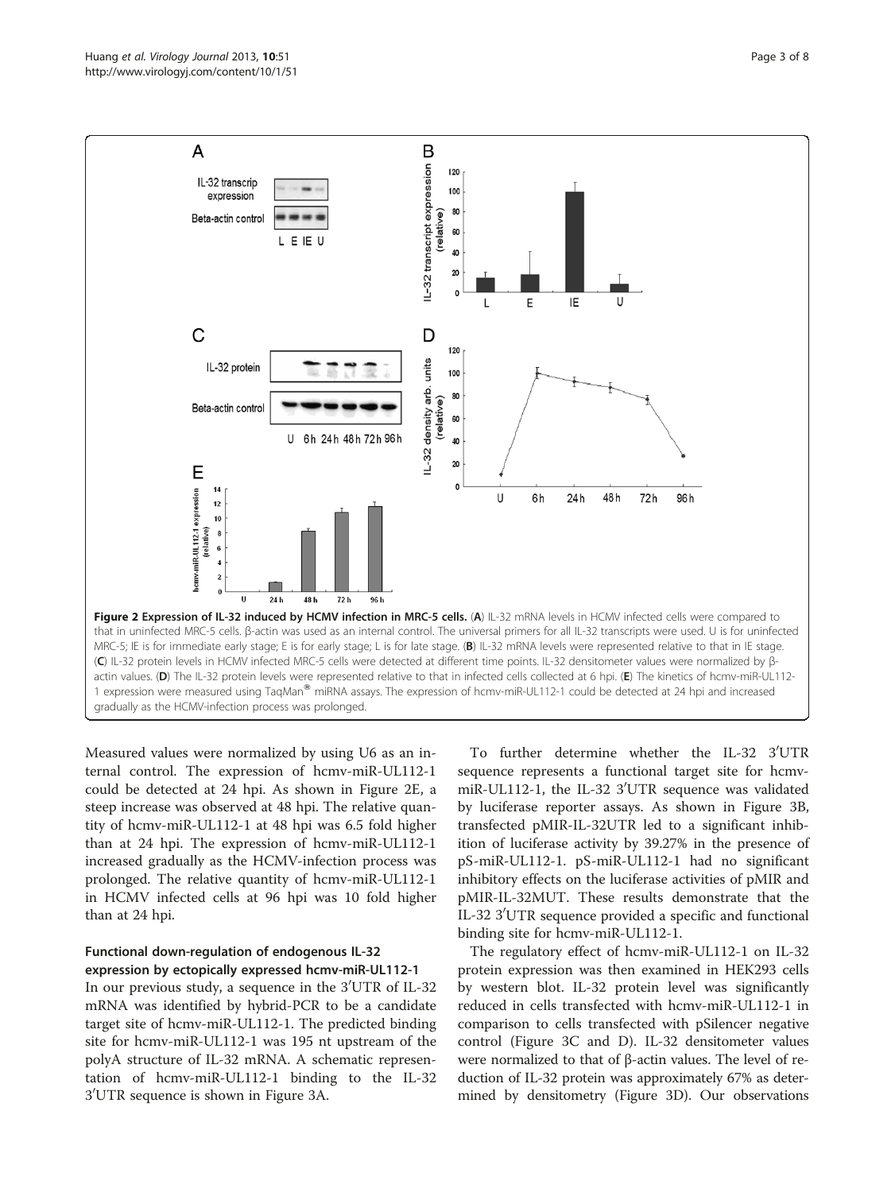**Figure 2 Expression of IL-32 induced by HCMV infection in MRC-5 cells.** (**A**) IL-32 mRNA levels in HCMV infected cells were compared to that in uninfected MRC-5 cells. β-actin was used as an internal control. The universal primers for all IL-32 transcripts were used. U is for uninfected MRC-5; IE is for immediate early stage; E is for early stage; L is for late stage. (**B**) IL-32 mRNA levels were represented relative to that in IE stage. (**C**) IL-32 protein levels in HCMV infected MRC-5 cells were detected at different time points. IL-32 densitometer values were normalized by β-actin values. (**D**) The IL-32 protein levels were represented relative to that in infected cells collected at 6 hpi. (**E**) The kinetics of hcmv-miR-UL112-1 expression were measured using TaqMan® miRNA assays. The expression of hcmv-miR-UL112-1 could be detected at 24 hpi and increased gradually as the HCMV-infection process was prolonged.

Measured values were normalized by using U6 as an internal control. The expression of hcmv-miR-UL112-1 could be detected at 24 hpi. As shown in Figure 2E, a steep increase was observed at 48 hpi. The relative quantity of hcmv-miR-UL112-1 at 48 hpi was 6.5 fold higher than at 24 hpi. The expression of hcmv-miR-UL112-1 increased gradually as the HCMV-infection process was prolonged. The relative quantity of hcmv-miR-UL112-1 in HCMV infected cells at 96 hpi was 10 fold higher than at 24 hpi.

### Functional down-regulation of endogenous IL-32 expression by ectopically expressed hcmv-miR-UL112-1

In our previous study, a sequence in the 3′UTR of IL-32 mRNA was identified by hybrid-PCR to be a candidate target site of hcmv-miR-UL112-1. The predicted binding site for hcmv-miR-UL112-1 was 195 nt upstream of the polyA structure of IL-32 mRNA. A schematic representation of hcmv-miR-UL112-1 binding to the IL-32 3′UTR sequence is shown in Figure 3A.

To further determine whether the IL-32 3′UTR sequence represents a functional target site for hcmv-miR-UL112-1, the IL-32 3′UTR sequence was validated by luciferase reporter assays. As shown in Figure 3B, transfected pMIR-IL-32UTR led to a significant inhibition of luciferase activity by 39.27% in the presence of pS-miR-UL112-1. pS-miR-UL112-1 had no significant inhibitory effects on the luciferase activities of pMIR and pMIR-IL-32MUT. These results demonstrate that the IL-32 3′UTR sequence provided a specific and functional binding site for hcmv-miR-UL112-1.

The regulatory effect of hcmv-miR-UL112-1 on IL-32 protein expression was then examined in HEK293 cells by western blot. IL-32 protein level was significantly reduced in cells transfected with hcmv-miR-UL112-1 in comparison to cells transfected with pSilencer negative control (Figure 3C and D). IL-32 densitometer values were normalized to that of β-actin values. The level of reduction of IL-32 protein was approximately 67% as determined by densitometry (Figure 3D). Our observations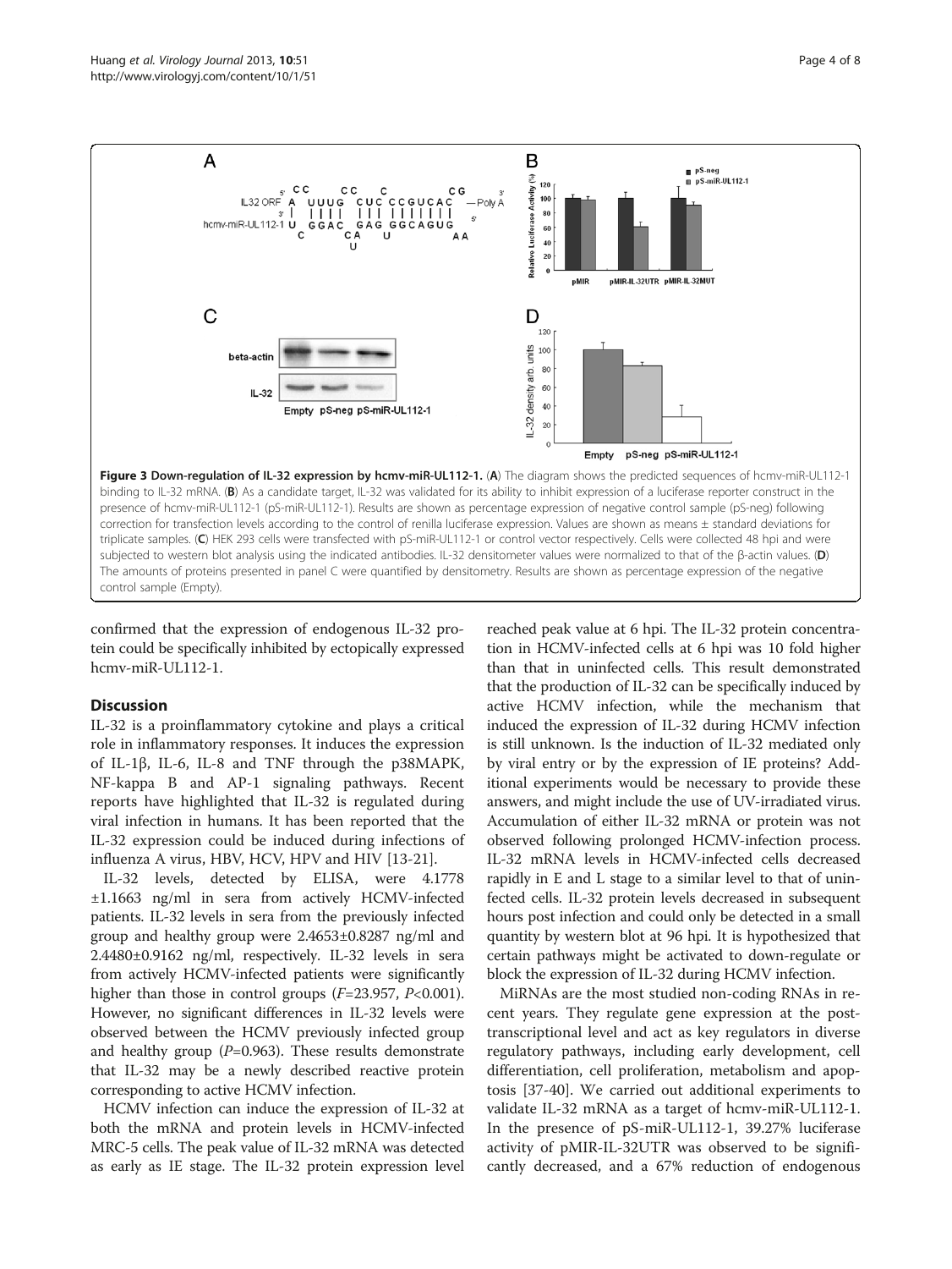Figure 3 Down-regulation of IL-32 expression by hcmv-miR-UL112-1. (A) The diagram shows the predicted sequences of hcmv-miR-UL112-1 binding to IL-32 mRNA. (B) As a candidate target, IL-32 was validated for its ability to inhibit expression of a luciferase reporter construct in the presence of hcmv-miR-UL112-1 (pS-miR-UL112-1). Results are shown as percentage expression of negative control sample (pS-neg) following correction for transfection levels according to the control of renilla luciferase expression. Values are shown as means ± standard deviations for triplicate samples. (C) HEK 293 cells were transfected with pS-miR-UL112-1 or control vector respectively. Cells were collected 48 hpi and were subjected to western blot analysis using the indicated antibodies. IL-32 densitometer values were normalized to that of the β-actin values. (D) The amounts of proteins presented in panel C were quantified by densitometry. Results are shown as percentage expression of the negative control sample (Empty).

confirmed that the expression of endogenous IL-32 protein could be specifically inhibited by ectopically expressed hcmv-miR-UL112-1.

## Discussion

IL-32 is a proinflammatory cytokine and plays a critical role in inflammatory responses. It induces the expression of IL-1β, IL-6, IL-8 and TNF through the p38MAPK, NF-kappa B and AP-1 signaling pathways. Recent reports have highlighted that IL-32 is regulated during viral infection in humans. It has been reported that the IL-32 expression could be induced during infections of influenza A virus, HBV, HCV, HPV and HIV [13-21].

IL-32 levels, detected by ELISA, were 4.1778 ±1.1663 ng/ml in sera from actively HCMV-infected patients. IL-32 levels in sera from the previously infected group and healthy group were 2.4653±0.8287 ng/ml and 2.4480±0.9162 ng/ml, respectively. IL-32 levels in sera from actively HCMV-infected patients were significantly higher than those in control groups ($F$=23.957, $P$<0.001). However, no significant differences in IL-32 levels were observed between the HCMV previously infected group and healthy group ($P$=0.963). These results demonstrate that IL-32 may be a newly described reactive protein corresponding to active HCMV infection.

HCMV infection can induce the expression of IL-32 at both the mRNA and protein levels in HCMV-infected MRC-5 cells. The peak value of IL-32 mRNA was detected as early as IE stage. The IL-32 protein expression level reached peak value at 6 hpi. The IL-32 protein concentration in HCMV-infected cells at 6 hpi was 10 fold higher than that in uninfected cells. This result demonstrated that the production of IL-32 can be specifically induced by active HCMV infection, while the mechanism that induced the expression of IL-32 during HCMV infection is still unknown. Is the induction of IL-32 mediated only by viral entry or by the expression of IE proteins? Additional experiments would be necessary to provide these answers, and might include the use of UV-irradiated virus. Accumulation of either IL-32 mRNA or protein was not observed following prolonged HCMV-infection process. IL-32 mRNA levels in HCMV-infected cells decreased rapidly in E and L stage to a similar level to that of uninfected cells. IL-32 protein levels decreased in subsequent hours post infection and could only be detected in a small quantity by western blot at 96 hpi. It is hypothesized that certain pathways might be activated to down-regulate or block the expression of IL-32 during HCMV infection.

MiRNAs are the most studied non-coding RNAs in recent years. They regulate gene expression at the post-transcriptional level and act as key regulators in diverse regulatory pathways, including early development, cell differentiation, cell proliferation, metabolism and apoptosis [37-40]. We carried out additional experiments to validate IL-32 mRNA as a target of hcmv-miR-UL112-1. In the presence of pS-miR-UL112-1, 39.27% luciferase activity of pMIR-IL-32UTR was observed to be significantly decreased, and a 67% reduction of endogenous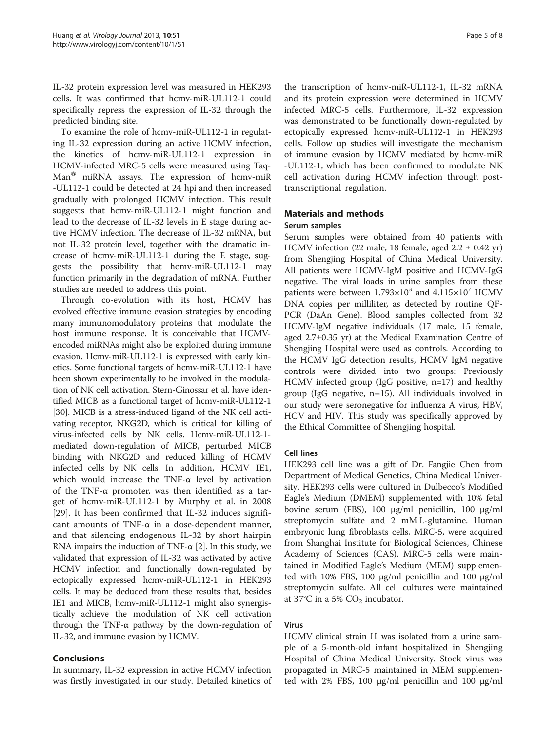IL-32 protein expression level was measured in HEK293 cells. It was confirmed that hcmv-miR-UL112-1 could specifically repress the expression of IL-32 through the predicted binding site.

To examine the role of hcmv-miR-UL112-1 in regulating IL-32 expression during an active HCMV infection, the kinetics of hcmv-miR-UL112-1 expression in HCMV-infected MRC-5 cells were measured using TaqMan® miRNA assays. The expression of hcmv-miR-UL112-1 could be detected at 24 hpi and then increased gradually with prolonged HCMV infection. This result suggests that hcmv-miR-UL112-1 might function and lead to the decrease of IL-32 levels in E stage during active HCMV infection. The decrease of IL-32 mRNA, but not IL-32 protein level, together with the dramatic increase of hcmv-miR-UL112-1 during the E stage, suggests the possibility that hcmv-miR-UL112-1 may function primarily in the degradation of mRNA. Further studies are needed to address this point.

Through co-evolution with its host, HCMV has evolved effective immune evasion strategies by encoding many immunomodulatory proteins that modulate the host immune response. It is conceivable that HCMV-encoded miRNAs might also be exploited during immune evasion. Hcmv-miR-UL112-1 is expressed with early kinetics. Some functional targets of hcmv-miR-UL112-1 have been shown experimentally to be involved in the modulation of NK cell activation. Stern-Ginossar et al. have identified MICB as a functional target of hcmv-miR-UL112-1 [30]. MICB is a stress-induced ligand of the NK cell activating receptor, NKG2D, which is critical for killing of virus-infected cells by NK cells. Hcmv-miR-UL112-1-mediated down-regulation of MICB, perturbed MICB binding with NKG2D and reduced killing of HCMV infected cells by NK cells. In addition, HCMV IE1, which would increase the TNF-α level by activation of the TNF-α promoter, was then identified as a target of hcmv-miR-UL112-1 by Murphy et al. in 2008 [29]. It has been confirmed that IL-32 induces significant amounts of TNF-α in a dose-dependent manner, and that silencing endogenous IL-32 by short hairpin RNA impairs the induction of TNF-α [2]. In this study, we validated that expression of IL-32 was activated by active HCMV infection and functionally down-regulated by ectopically expressed hcmv-miR-UL112-1 in HEK293 cells. It may be deduced from these results that, besides IE1 and MICB, hcmv-miR-UL112-1 might also synergistically achieve the modulation of NK cell activation through the TNF-α pathway by the down-regulation of IL-32, and immune evasion by HCMV.

## Conclusions

In summary, IL-32 expression in active HCMV infection was firstly investigated in our study. Detailed kinetics of the transcription of hcmv-miR-UL112-1, IL-32 mRNA and its protein expression were determined in HCMV infected MRC-5 cells. Furthermore, IL-32 expression was demonstrated to be functionally down-regulated by ectopically expressed hcmv-miR-UL112-1 in HEK293 cells. Follow up studies will investigate the mechanism of immune evasion by HCMV mediated by hcmv-miR-UL112-1, which has been confirmed to modulate NK cell activation during HCMV infection through post-transcriptional regulation.

## Materials and methods

### Serum samples

Serum samples were obtained from 40 patients with HCMV infection (22 male, 18 female, aged 2.2 ± 0.42 yr) from Shengjing Hospital of China Medical University. All patients were HCMV-IgM positive and HCMV-IgG negative. The viral loads in urine samples from these patients were between $1.793\times10^3$ and $4.115\times10^7$ HCMV DNA copies per milliliter, as detected by routine QF-PCR (DaAn Gene). Blood samples collected from 32 HCMV-IgM negative individuals (17 male, 15 female, aged 2.7±0.35 yr) at the Medical Examination Centre of Shengjing Hospital were used as controls. According to the HCMV IgG detection results, HCMV IgM negative controls were divided into two groups: Previously HCMV infected group (IgG positive, n=17) and healthy group (IgG negative, n=15). All individuals involved in our study were seronegative for influenza A virus, HBV, HCV and HIV. This study was specifically approved by the Ethical Committee of Shengjing hospital.

### Cell lines

HEK293 cell line was a gift of Dr. Fangjie Chen from Department of Medical Genetics, China Medical University. HEK293 cells were cultured in Dulbecco's Modified Eagle's Medium (DMEM) supplemented with 10% fetal bovine serum (FBS), 100 μg/ml penicillin, 100 μg/ml streptomycin sulfate and 2 mM L-glutamine. Human embryonic lung fibroblasts cells, MRC-5, were acquired from Shanghai Institute for Biological Sciences, Chinese Academy of Sciences (CAS). MRC-5 cells were maintained in Modified Eagle's Medium (MEM) supplemented with 10% FBS, 100 μg/ml penicillin and 100 μg/ml streptomycin sulfate. All cell cultures were maintained at 37°C in a 5% $CO_2$ incubator.

### Virus

HCMV clinical strain H was isolated from a urine sample of a 5-month-old infant hospitalized in Shengjing Hospital of China Medical University. Stock virus was propagated in MRC-5 maintained in MEM supplemented with 2% FBS, 100 μg/ml penicillin and 100 μg/ml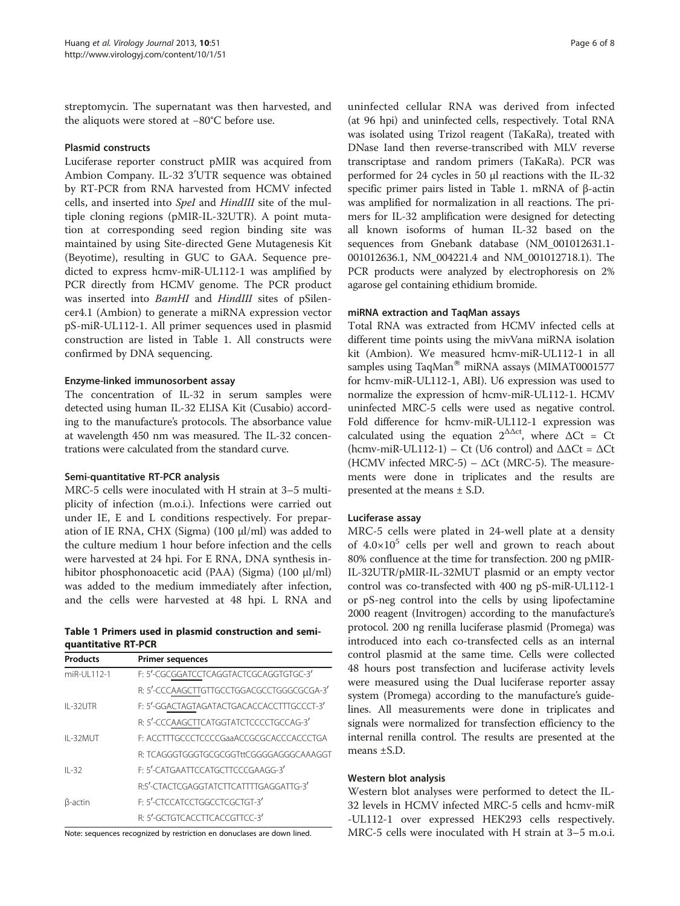streptomycin. The supernatant was then harvested, and the aliquots were stored at −80°C before use.

### Plasmid constructs

Luciferase reporter construct pMIR was acquired from Ambion Company. IL-32 3′UTR sequence was obtained by RT-PCR from RNA harvested from HCMV infected cells, and inserted into *SpeI* and *HindIII* site of the multiple cloning regions (pMIR-IL-32UTR). A point mutation at corresponding seed region binding site was maintained by using Site-directed Gene Mutagenesis Kit (Beyotime), resulting in GUC to GAA. Sequence predicted to express hcmv-miR-UL112-1 was amplified by PCR directly from HCMV genome. The PCR product was inserted into *BamHI* and *HindIII* sites of pSilencer4.1 (Ambion) to generate a miRNA expression vector pS-miR-UL112-1. All primer sequences used in plasmid construction are listed in Table 1. All constructs were confirmed by DNA sequencing.

### Enzyme-linked immunosorbent assay

The concentration of IL-32 in serum samples were detected using human IL-32 ELISA Kit (Cusabio) according to the manufacture's protocols. The absorbance value at wavelength 450 nm was measured. The IL-32 concentrations were calculated from the standard curve.

### Semi-quantitative RT-PCR analysis

MRC-5 cells were inoculated with H strain at 3–5 multiplicity of infection (m.o.i.). Infections were carried out under IE, E and L conditions respectively. For preparation of IE RNA, CHX (Sigma) (100 μl/ml) was added to the culture medium 1 hour before infection and the cells were harvested at 24 hpi. For E RNA, DNA synthesis inhibitor phosphonoacetic acid (PAA) (Sigma) (100 μl/ml) was added to the medium immediately after infection, and the cells were harvested at 48 hpi. L RNA and uninfected cellular RNA was derived from infected (at 96 hpi) and uninfected cells, respectively. Total RNA was isolated using Trizol reagent (TaKaRa), treated with DNase Iand then reverse-transcribed with MLV reverse transcriptase and random primers (TaKaRa). PCR was performed for 24 cycles in 50 μl reactions with the IL-32 specific primer pairs listed in Table 1. mRNA of β-actin was amplified for normalization in all reactions. The primers for IL-32 amplification were designed for detecting all known isoforms of human IL-32 based on the sequences from Gnebank database (NM_001012631.1-001012636.1, NM_004221.4 and NM_001012718.1). The PCR products were analyzed by electrophoresis on 2% agarose gel containing ethidium bromide.

**Table 1 Primers used in plasmid construction and semi-quantitative RT-PCR**

| Products | Primer sequences |
|---|---|
| miR-UL112-1 | F: 5′-CGCGGATCCTCAGGTACTCGCAGGTGTGC-3′ |
| | R: 5′-CCCAAGCTTGTTGCCTGGACGCCTGGGCGCGA-3′ |
| IL-32UTR | F: 5′-GGACTAGTAGATACTGACACCACCTTTGCCCT-3′ |
| | R: 5′-CCCAAGCTTCATGGTATCTCCCCTGCCAG-3′ |
| IL-32MUT | F: ACCTTTGCCCTCCCCGaaACCGCGCACCCACCCTGA |
| | R: TCAGGGTGGGTGCGCGGTttCGGGGAGGGCAAAGGT |
| IL-32 | F: 5′-CATGAATTCCATGCTTCCCGAAGG-3′ |
| | R:5′-CTACTCGAGGTATCTTCATTTTGAGGATTG-3′ |
| β-actin | F: 5′-CTCCATCCTGGCCTCGCTGT-3′ |
| | R: 5′-GCTGTCACCTTCACCGTTCC-3′ |

Note: sequences recognized by restriction en donuclases are down lined.

### miRNA extraction and TaqMan assays

Total RNA was extracted from HCMV infected cells at different time points using the mivVana miRNA isolation kit (Ambion). We measured hcmv-miR-UL112-1 in all samples using TaqMan® miRNA assays (MIMAT0001577 for hcmv-miR-UL112-1, ABI). U6 expression was used to normalize the expression of hcmv-miR-UL112-1. HCMV uninfected MRC-5 cells were used as negative control. Fold difference for hcmv-miR-UL112-1 expression was calculated using the equation $2^{\Delta\Delta ct}$, where $\Delta Ct$ = Ct (hcmv-miR-UL112-1) – Ct (U6 control) and $\Delta\Delta Ct = \Delta Ct$ (HCMV infected MRC-5) – $\Delta Ct$ (MRC-5). The measurements were done in triplicates and the results are presented at the means ± S.D.

### Luciferase assay

MRC-5 cells were plated in 24-well plate at a density of $4.0\times10^5$ cells per well and grown to reach about 80% confluence at the time for transfection. 200 ng pMIR-IL-32UTR/pMIR-IL-32MUT plasmid or an empty vector control was co-transfected with 400 ng pS-miR-UL112-1 or pS-neg control into the cells by using lipofectamine 2000 reagent (Invitrogen) according to the manufacture's protocol. 200 ng renilla luciferase plasmid (Promega) was introduced into each co-transfected cells as an internal control plasmid at the same time. Cells were collected 48 hours post transfection and luciferase activity levels were measured using the Dual luciferase reporter assay system (Promega) according to the manufacture's guidelines. All measurements were done in triplicates and signals were normalized for transfection efficiency to the internal renilla control. The results are presented at the means ±S.D.

### Western blot analysis

Western blot analyses were performed to detect the IL-32 levels in HCMV infected MRC-5 cells and hcmv-miR-UL112-1 over expressed HEK293 cells respectively. MRC-5 cells were inoculated with H strain at 3–5 m.o.i.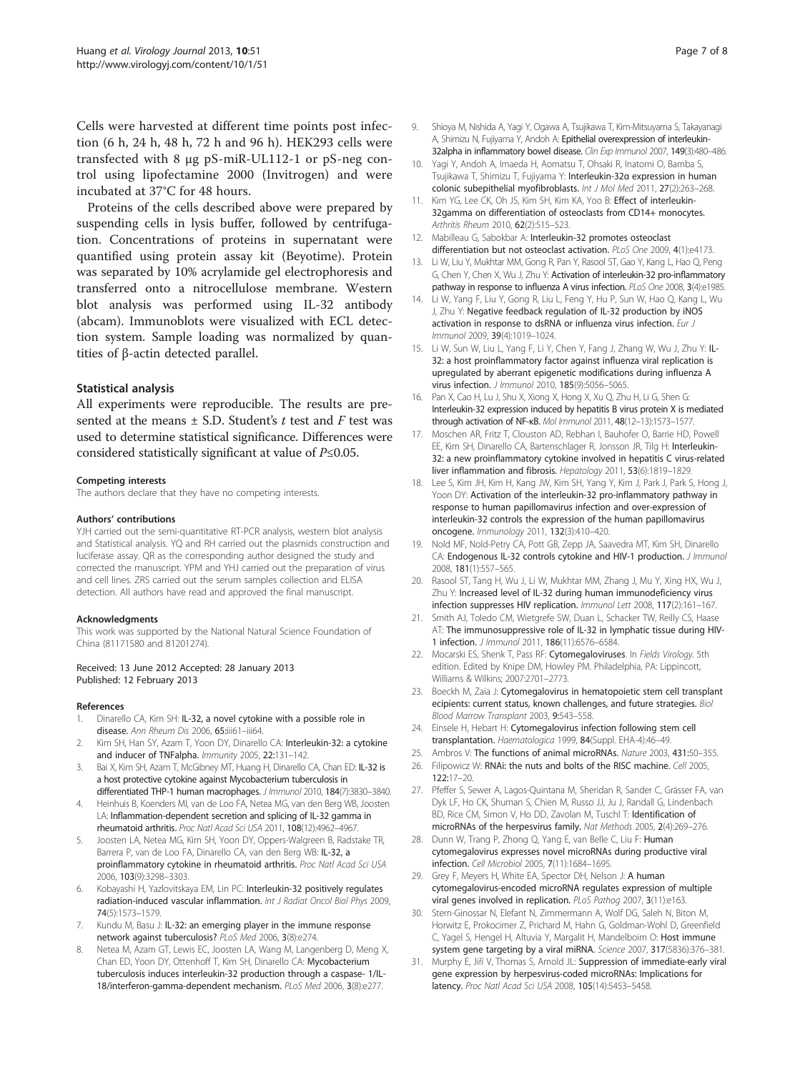Cells were harvested at different time points post infection (6 h, 24 h, 48 h, 72 h and 96 h). HEK293 cells were transfected with 8 μg pS-miR-UL112-1 or pS-neg control using lipofectamine 2000 (Invitrogen) and were incubated at 37°C for 48 hours.

Proteins of the cells described above were prepared by suspending cells in lysis buffer, followed by centrifugation. Concentrations of proteins in supernatant were quantified using protein assay kit (Beyotime). Protein was separated by 10% acrylamide gel electrophoresis and transferred onto a nitrocellulose membrane. Western blot analysis was performed using IL-32 antibody (abcam). Immunoblots were visualized with ECL detection system. Sample loading was normalized by quantities of β-actin detected parallel.

### Statistical analysis

All experiments were reproducible. The results are presented at the means ± S.D. Student's *t* test and *F* test was used to determine statistical significance. Differences were considered statistically significant at value of $P \leq 0.05$.

#### Competing interests

The authors declare that they have no competing interests.

#### Authors' contributions

YJH carried out the semi-quantitative RT-PCR analysis, western blot analysis and Statistical analysis. YQ and RH carried out the plasmids construction and luciferase assay. QR as the corresponding author designed the study and corrected the manuscript. YPM and YHJ carried out the preparation of virus and cell lines. ZRS carried out the serum samples collection and ELISA detection. All authors have read and approved the final manuscript.

#### Acknowledgments

This work was supported by the National Natural Science Foundation of China (81171580 and 81201274).

Received: 13 June 2012 Accepted: 28 January 2013
Published: 12 February 2013

#### References

1. Dinarello CA, Kim SH: **IL-32, a novel cytokine with a possible role in disease.** *Ann Rheum Dis* 2006, **65:**iii61–iii64.
2. Kim SH, Han SY, Azam T, Yoon DY, Dinarello CA: **Interleukin-32: a cytokine and inducer of TNFalpha.** *Immunity* 2005, **22:**131–142.
3. Bai X, Kim SH, Azam T, McGibney MT, Huang H, Dinarello CA, Chan ED: **IL-32 is a host protective cytokine against Mycobacterium tuberculosis in differentiated THP-1 human macrophages.** *J Immunol* 2010, **184**(7):3830–3840.
4. Heinhuis B, Koenders MI, van de Loo FA, Netea MG, van den Berg WB, Joosten LA: **Inflammation-dependent secretion and splicing of IL-32 gamma in rheumatoid arthritis.** *Proc Natl Acad Sci USA* 2011, **108**(12):4962–4967.
5. Joosten LA, Netea MG, Kim SH, Yoon DY, Oppers-Walgreen B, Radstake TR, Barrera P, van de Loo FA, Dinarello CA, van den Berg WB: **IL-32, a proinflammatory cytokine in rheumatoid arthritis.** *Proc Natl Acad Sci USA* 2006, **103**(9):3298–3303.
6. Kobayashi H, Yazlovitskaya EM, Lin PC: **Interleukin-32 positively regulates radiation-induced vascular inflammation.** *Int J Radiat Oncol Biol Phys* 2009, **74**(5):1573–1579.
7. Kundu M, Basu J: **IL-32: an emerging player in the immune response network against tuberculosis?** *PLoS Med* 2006, **3**(8):e274.
8. Netea M, Azam GT, Lewis EC, Joosten LA, Wang M, Langenberg D, Meng X, Chan ED, Yoon DY, Ottenhoff T, Kim SH, Dinarello CA: **Mycobacterium tuberculosis induces interleukin-32 production through a caspase- 1/IL-18/interferon-gamma-dependent mechanism.** *PLoS Med* 2006, **3**(8):e277.
9. Shioya M, Nishida A, Yagi Y, Ogawa A, Tsujikawa T, Kim-Mitsuyama S, Takayanagi A, Shimizu N, Fujiyama Y, Andoh A: **Epithelial overexpression of interleukin-32alpha in inflammatory bowel disease.** *Clin Exp Immunol* 2007, **149**(3):480–486.
10. Yagi Y, Andoh A, Imaeda H, Aomatsu T, Ohsaki R, Inatomi O, Bamba S, Tsujikawa T, Shimizu T, Fujiyama Y: **Interleukin-32α expression in human colonic subepithelial myofibroblasts.** *Int J Mol Med* 2011, **27**(2):263–268.
11. Kim YG, Lee CK, Oh JS, Kim SH, Kim KA, Yoo B: **Effect of interleukin-32gamma on differentiation of osteoclasts from CD14+ monocytes.** *Arthritis Rheum* 2010, **62**(2):515–523.
12. Mabilleau G, Sabokbar A: **Interleukin-32 promotes osteoclast differentiation but not osteoclast activation.** *PLoS One* 2009, **4**(1):e4173.
13. Li W, Liu Y, Mukhtar MM, Gong R, Pan Y, Rasool ST, Gao Y, Kang L, Hao Q, Peng G, Chen Y, Chen X, Wu J, Zhu Y: **Activation of interleukin-32 pro-inflammatory pathway in response to influenza A virus infection.** *PLoS One* 2008, **3**(4):e1985.
14. Li W, Yang F, Liu Y, Gong R, Liu L, Feng Y, Hu P, Sun W, Hao Q, Kang L, Wu J, Zhu Y: **Negative feedback regulation of IL-32 production by iNOS activation in response to dsRNA or influenza virus infection.** *Eur J Immunol* 2009, **39**(4):1019–1024.
15. Li W, Sun W, Liu L, Yang F, Li Y, Chen Y, Fang J, Zhang W, Wu J, Zhu Y: **IL-32: a host proinflammatory factor against influenza viral replication is upregulated by aberrant epigenetic modifications during influenza A virus infection.** *J Immunol* 2010, **185**(9):5056–5065.
16. Pan X, Cao H, Lu J, Shu X, Xiong X, Hong X, Xu Q, Zhu H, Li G, Shen G: **Interleukin-32 expression induced by hepatitis B virus protein X is mediated through activation of NF-κB.** *Mol Immunol* 2011, **48**(12–13):1573–1577.
17. Moschen AR, Fritz T, Clouston AD, Rebhan I, Bauhofer O, Barrie HD, Powell EE, Kim SH, Dinarello CA, Bartenschlager R, Jonsson JR, Tilg H: **Interleukin-32: a new proinflammatory cytokine involved in hepatitis C virus-related liver inflammation and fibrosis.** *Hepatology* 2011, **53**(6):1819–1829.
18. Lee S, Kim JH, Kim H, Kang JW, Kim SH, Yang Y, Kim J, Park J, Park S, Hong J, Yoon DY: **Activation of the interleukin-32 pro-inflammatory pathway in response to human papillomavirus infection and over-expression of interleukin-32 controls the expression of the human papillomavirus oncogene.** *Immunology* 2011, **132**(3):410–420.
19. Nold MF, Nold-Petry CA, Pott GB, Zepp JA, Saavedra MT, Kim SH, Dinarello CA: **Endogenous IL-32 controls cytokine and HIV-1 production.** *J Immunol* 2008, **181**(1):557–565.
20. Rasool ST, Tang H, Wu J, Li W, Mukhtar MM, Zhang J, Mu Y, Xing HX, Wu J, Zhu Y: **Increased level of IL-32 during human immunodeficiency virus infection suppresses HIV replication.** *Immunol Lett* 2008, **117**(2):161–167.
21. Smith AJ, Toledo CM, Wietgrefe SW, Duan L, Schacker TW, Reilly CS, Haase AT: **The immunosuppressive role of IL-32 in lymphatic tissue during HIV-1 infection.** *J Immunol* 2011, **186**(11):6576–6584.
22. Mocarski ES, Shenk T, Pass RF: **Cytomegaloviruses**. In *Fields Virology*. 5th edition. Edited by Knipe DM, Howley PM. Philadelphia, PA: Lippincott, Williams & Wilkins; 2007:2701–2773.
23. Boeckh M, Zaia J: **Cytomegalovirus in hematopoietic stem cell transplant ecipients: current status, known challenges, and future strategies.** *Biol Blood Marrow Transplant* 2003, **9:**543–558.
24. Einsele H, Hebart H: **Cytomegalovirus infection following stem cell transplantation.** *Haematologica* 1999, **84**(Suppl. EHA-4):46–49.
25. Ambros V: **The functions of animal microRNAs.** *Nature* 2003, **431:**50–355.
26. Filipowicz W: **RNAi: the nuts and bolts of the RISC machine.** *Cell* 2005, **122:**17–20.
27. Pfeffer S, Sewer A, Lagos-Quintana M, Sheridan R, Sander C, Grässer FA, van Dyk LF, Ho CK, Shuman S, Chien M, Russo JJ, Ju J, Randall G, Lindenbach BD, Rice CM, Simon V, Ho DD, Zavolan M, Tuschl T: **Identification of microRNAs of the herpesvirus family.** *Nat Methods* 2005, **2**(4):269–276.
28. Dunn W, Trang P, Zhong Q, Yang E, van Belle C, Liu F: **Human cytomegalovirus expresses novel microRNAs during productive viral infection.** *Cell Microbiol* 2005, **7**(11):1684–1695.
29. Grey F, Meyers H, White EA, Spector DH, Nelson J: **A human cytomegalovirus-encoded microRNA regulates expression of multiple viral genes involved in replication.** *PLoS Pathog* 2007, **3**(11):e163.
30. Stern-Ginossar N, Elefant N, Zimmermann A, Wolf DG, Saleh N, Biton M, Horwitz E, Prokocimer Z, Prichard M, Hahn G, Goldman-Wohl D, Greenfield C, Yagel S, Hengel H, Altuvia Y, Margalit H, Mandelboim O: **Host immune system gene targeting by a viral miRNA.** *Science* 2007, **317**(5836):376–381.
31. Murphy E, Jiří V, Thomas S, Arnold JL: **Suppression of immediate-early viral gene expression by herpesvirus-coded microRNAs: Implications for latency.** *Proc Natl Acad Sci USA* 2008, **105**(14):5453–5458.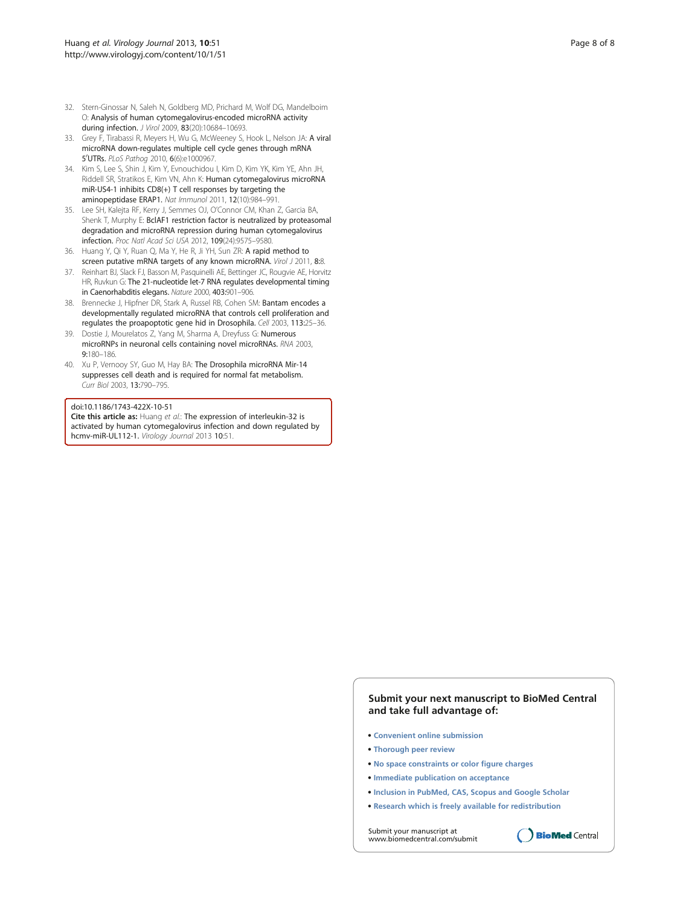32. Stern-Ginossar N, Saleh N, Goldberg MD, Prichard M, Wolf DG, Mandelboim O: **Analysis of human cytomegalovirus-encoded microRNA activity during infection.** *J Virol* 2009, **83**(20):10684–10693.
33. Grey F, Tirabassi R, Meyers H, Wu G, McWeeney S, Hook L, Nelson JA: **A viral microRNA down-regulates multiple cell cycle genes through mRNA 5′UTRs.** *PLoS Pathog* 2010, **6**(6):e1000967.
34. Kim S, Lee S, Shin J, Kim Y, Evnouchidou I, Kim D, Kim YK, Kim YE, Ahn JH, Riddell SR, Stratikos E, Kim VN, Ahn K: **Human cytomegalovirus microRNA miR-US4-1 inhibits CD8(+) T cell responses by targeting the aminopeptidase ERAP1.** *Nat Immunol* 2011, **12**(10):984–991.
35. Lee SH, Kalejta RF, Kerry J, Semmes OJ, O'Connor CM, Khan Z, Garcia BA, Shenk T, Murphy E: **BclAF1 restriction factor is neutralized by proteasomal degradation and microRNA repression during human cytomegalovirus infection.** *Proc Natl Acad Sci USA* 2012, **109**(24):9575–9580.
36. Huang Y, Qi Y, Ruan Q, Ma Y, He R, Ji YH, Sun ZR: **A rapid method to screen putative mRNA targets of any known microRNA.** *Virol J* 2011, **8**:8.
37. Reinhart BJ, Slack FJ, Basson M, Pasquinelli AE, Bettinger JC, Rougvie AE, Horvitz HR, Ruvkun G: **The 21-nucleotide let-7 RNA regulates developmental timing in Caenorhabditis elegans.** *Nature* 2000, **403**:901–906.
38. Brennecke J, Hipfner DR, Stark A, Russel RB, Cohen SM: **Bantam encodes a developmentally regulated microRNA that controls cell proliferation and regulates the proapoptotic gene hid in Drosophila.** *Cell* 2003, **113**:25–36.
39. Dostie J, Mourelatos Z, Yang M, Sharma A, Dreyfuss G: **Numerous microRNPs in neuronal cells containing novel microRNAs.** *RNA* 2003, **9**:180–186.
40. Xu P, Vernooy SY, Guo M, Hay BA: **The Drosophila microRNA Mir-14 suppresses cell death and is required for normal fat metabolism.** *Curr Biol* 2003, **13**:790–795.

doi:10.1186/1743-422X-10-51

**Cite this article as:** Huang *et al.*: The expression of interleukin-32 is activated by human cytomegalovirus infection and down regulated by hcmv-miR-UL112-1. *Virology Journal* 2013 **10**:51.

**Submit your next manuscript to BioMed Central and take full advantage of:**

- **Convenient online submission**
- **Thorough peer review**
- **No space constraints or color figure charges**
- **Immediate publication on acceptance**
- **Inclusion in PubMed, CAS, Scopus and Google Scholar**
- **Research which is freely available for redistribution**

Submit your manuscript at
www.biomedcentral.com/submit

BioMed Central